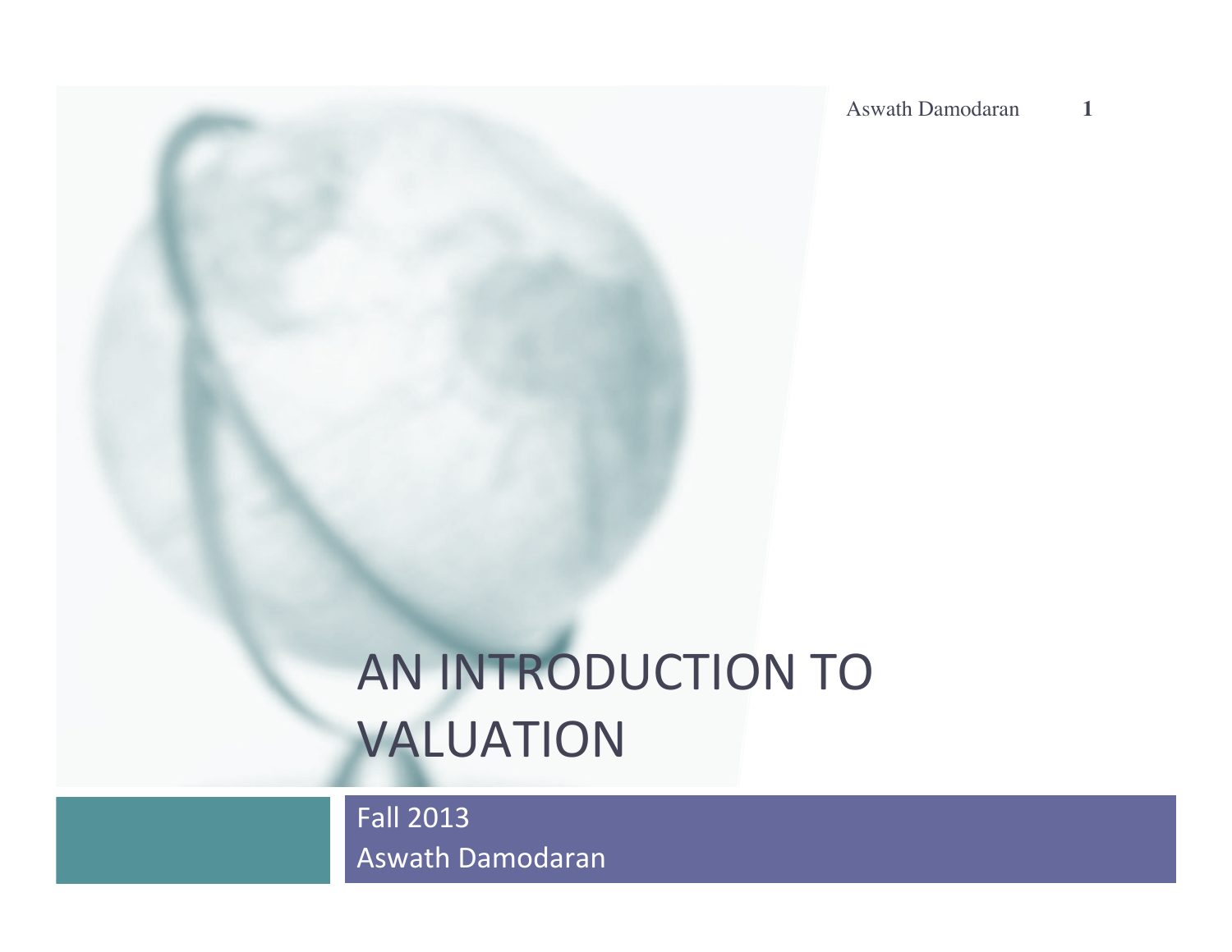# AN INTRODUCTION TO VALUATION

Fall 2013
Aswath Damodaran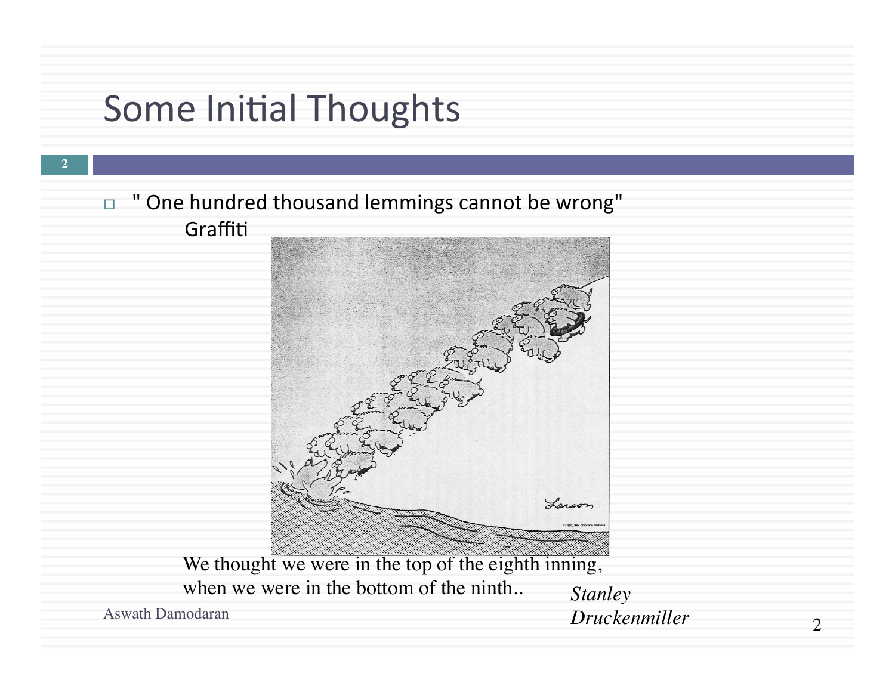# Some Initial Thoughts

- " One hundred thousand lemmings cannot be wrong"
  Graffiti

We thought we were in the top of the eighth inning, when we were in the bottom of the ninth.. *Stanley Druckenmiller*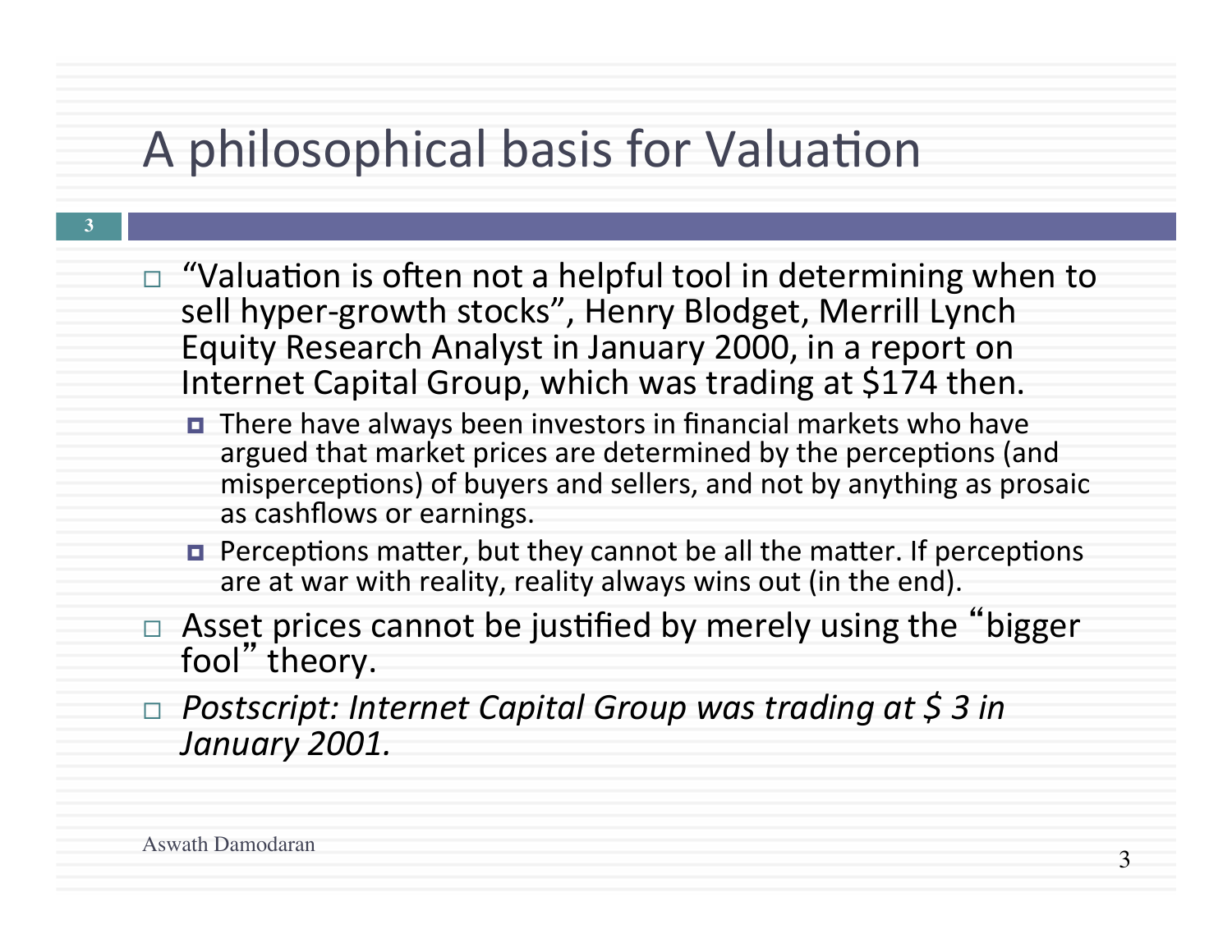# A philosophical basis for Valuation

- "Valuation is often not a helpful tool in determining when to sell hyper-growth stocks", Henry Blodget, Merrill Lynch Equity Research Analyst in January 2000, in a report on Internet Capital Group, which was trading at $174 then.
  - There have always been investors in financial markets who have argued that market prices are determined by the perceptions (and misperceptions) of buyers and sellers, and not by anything as prosaic as cashflows or earnings.
  - Perceptions matter, but they cannot be all the matter. If perceptions are at war with reality, reality always wins out (in the end).
- Asset prices cannot be justified by merely using the "bigger fool" theory.
- *Postscript: Internet Capital Group was trading at $ 3 in January 2001.*

Aswath Damodaran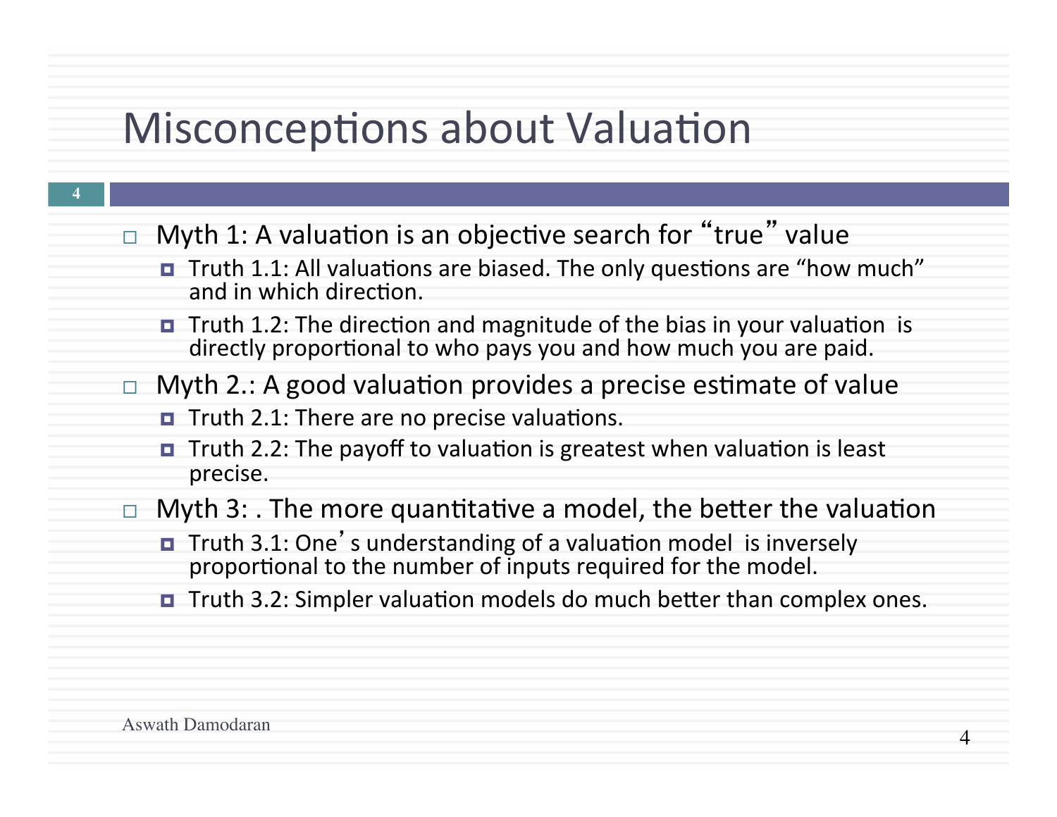# Misconceptions about Valuation

- Myth 1: A valuation is an objective search for "true" value
  - Truth 1.1: All valuations are biased. The only questions are "how much" and in which direction.
  - Truth 1.2: The direction and magnitude of the bias in your valuation is directly proportional to who pays you and how much you are paid.
- Myth 2.: A good valuation provides a precise estimate of value
  - Truth 2.1: There are no precise valuations.
  - Truth 2.2: The payoff to valuation is greatest when valuation is least precise.
- Myth 3: . The more quantitative a model, the better the valuation
  - Truth 3.1: One's understanding of a valuation model is inversely proportional to the number of inputs required for the model.
  - Truth 3.2: Simpler valuation models do much better than complex ones.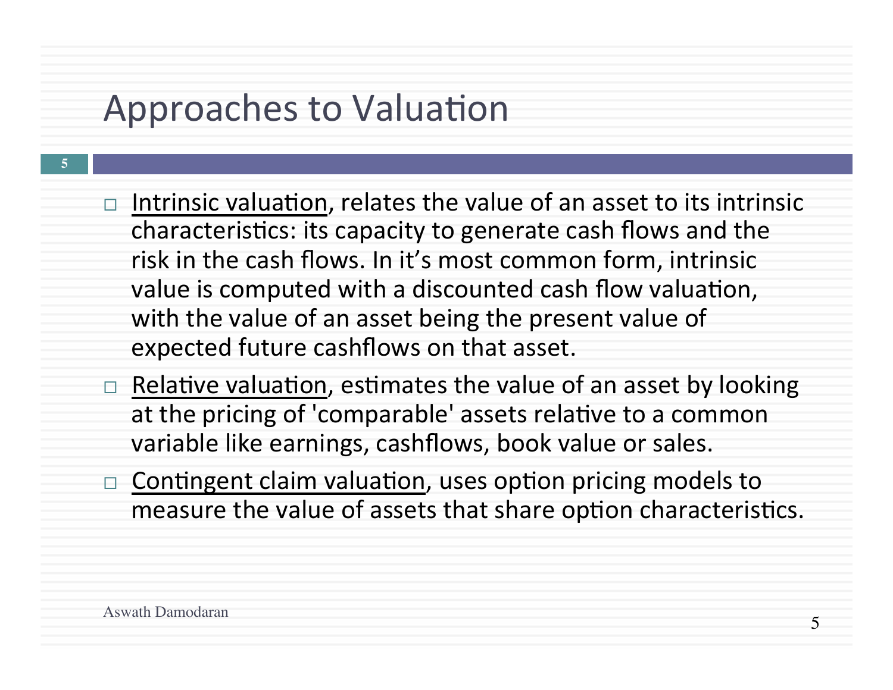# Approaches to Valuation

- Intrinsic valuation, relates the value of an asset to its intrinsic characteristics: its capacity to generate cash flows and the risk in the cash flows. In it's most common form, intrinsic value is computed with a discounted cash flow valuation, with the value of an asset being the present value of expected future cashflows on that asset.
- Relative valuation, estimates the value of an asset by looking at the pricing of 'comparable' assets relative to a common variable like earnings, cashflows, book value or sales.
- Contingent claim valuation, uses option pricing models to measure the value of assets that share option characteristics.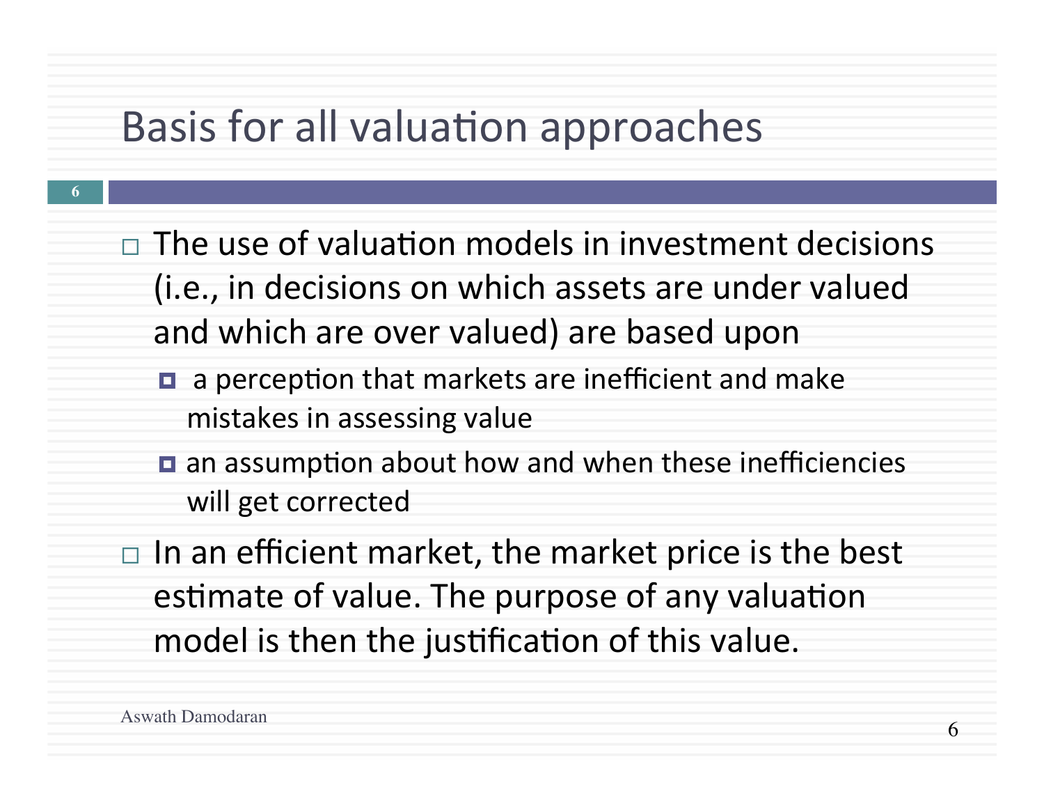# Basis for all valuation approaches

- The use of valuation models in investment decisions (i.e., in decisions on which assets are under valued and which are over valued) are based upon
  - a perception that markets are inefficient and make mistakes in assessing value
  - an assumption about how and when these inefficiencies will get corrected
- In an efficient market, the market price is the best estimate of value. The purpose of any valuation model is then the justification of this value.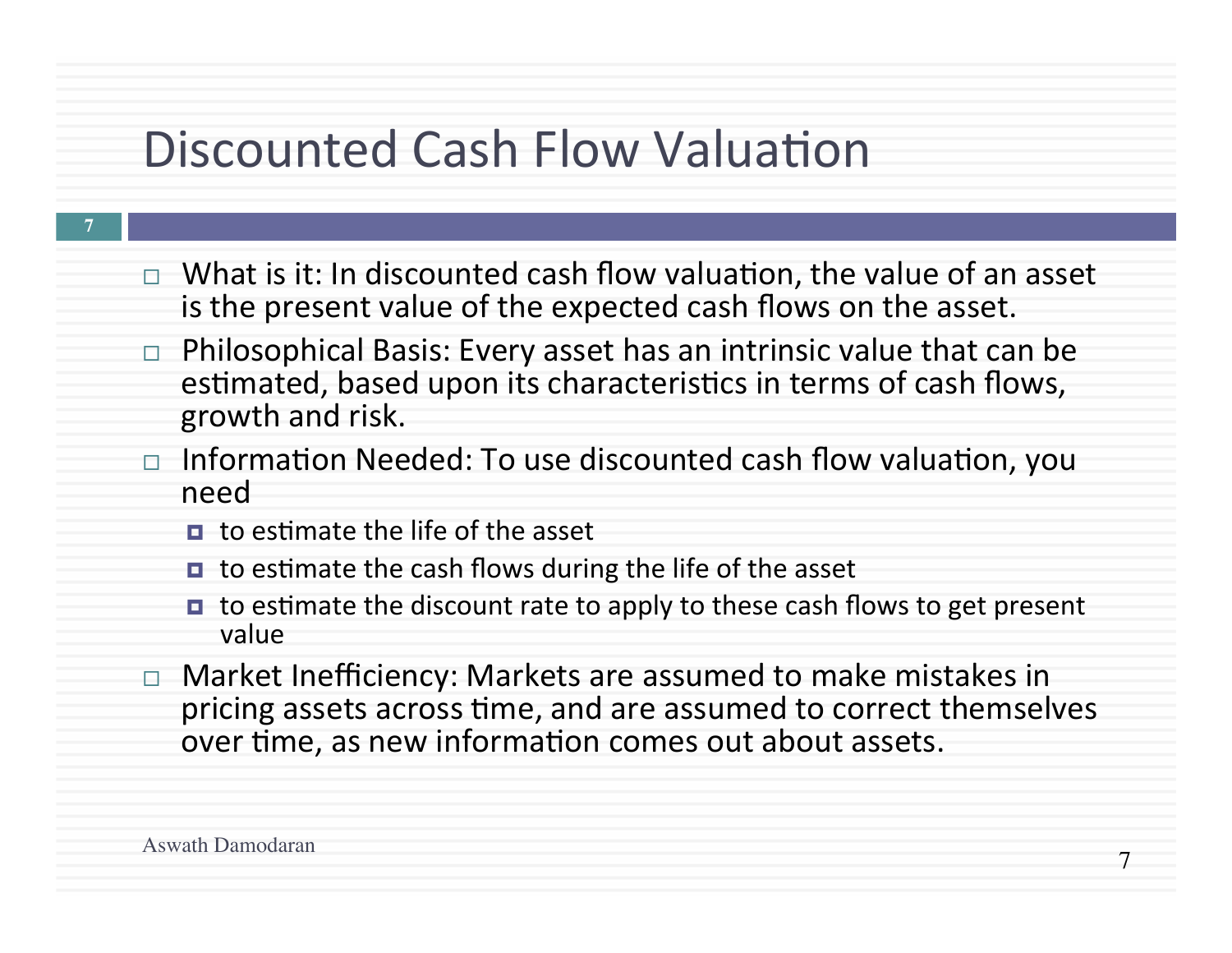# Discounted Cash Flow Valuation

- What is it: In discounted cash flow valuation, the value of an asset is the present value of the expected cash flows on the asset.
- Philosophical Basis: Every asset has an intrinsic value that can be estimated, based upon its characteristics in terms of cash flows, growth and risk.
- Information Needed: To use discounted cash flow valuation, you need
  - to estimate the life of the asset
  - to estimate the cash flows during the life of the asset
  - to estimate the discount rate to apply to these cash flows to get present value
- Market Inefficiency: Markets are assumed to make mistakes in pricing assets across time, and are assumed to correct themselves over time, as new information comes out about assets.

Aswath Damodaran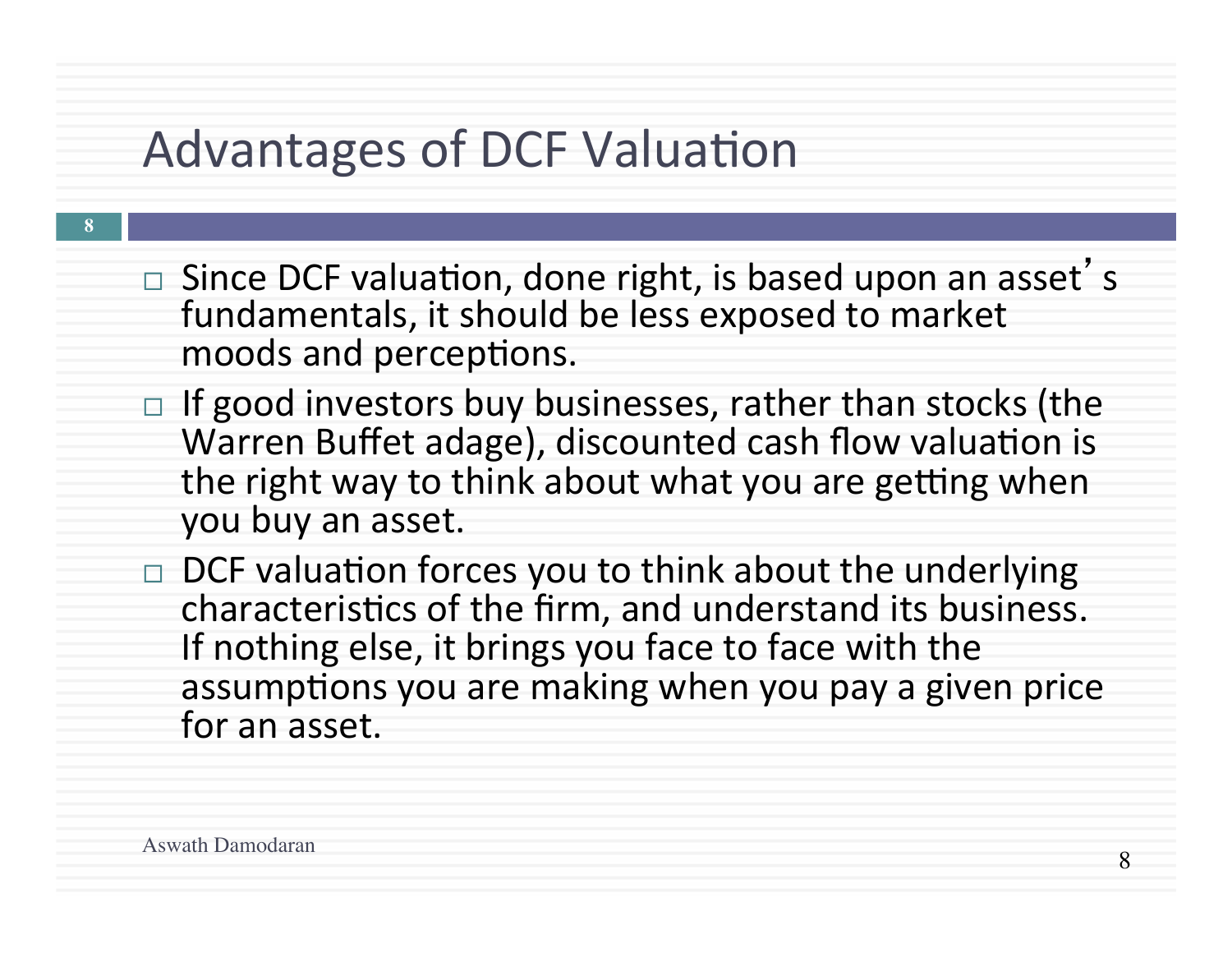# Advantages of DCF Valuation

- Since DCF valuation, done right, is based upon an asset's fundamentals, it should be less exposed to market moods and perceptions.
- If good investors buy businesses, rather than stocks (the Warren Buffet adage), discounted cash flow valuation is the right way to think about what you are getting when you buy an asset.
- DCF valuation forces you to think about the underlying characteristics of the firm, and understand its business. If nothing else, it brings you face to face with the assumptions you are making when you pay a given price for an asset.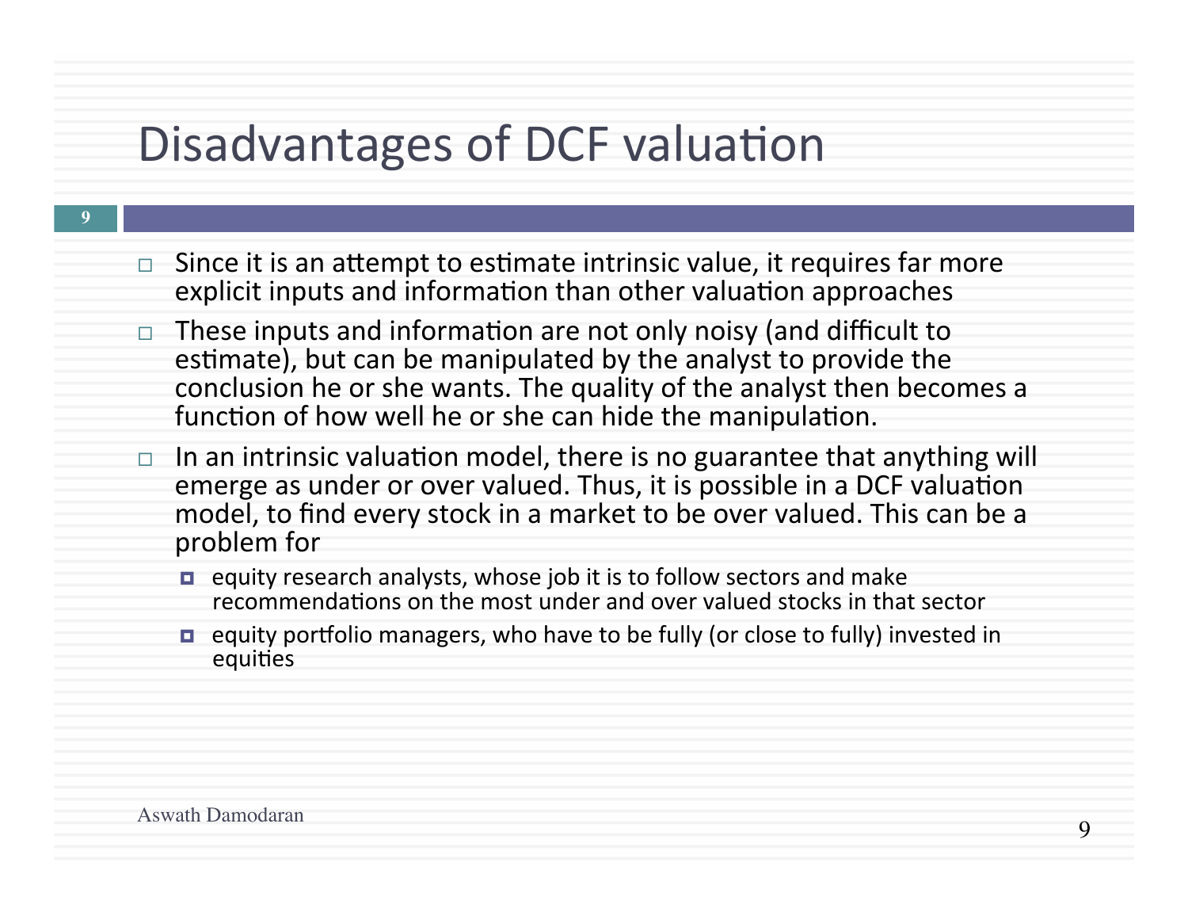# Disadvantages of DCF valuation

- Since it is an attempt to estimate intrinsic value, it requires far more explicit inputs and information than other valuation approaches
- These inputs and information are not only noisy (and difficult to estimate), but can be manipulated by the analyst to provide the conclusion he or she wants. The quality of the analyst then becomes a function of how well he or she can hide the manipulation.
- In an intrinsic valuation model, there is no guarantee that anything will emerge as under or over valued. Thus, it is possible in a DCF valuation model, to find every stock in a market to be over valued. This can be a problem for
  - equity research analysts, whose job it is to follow sectors and make recommendations on the most under and over valued stocks in that sector
  - equity portfolio managers, who have to be fully (or close to fully) invested in equities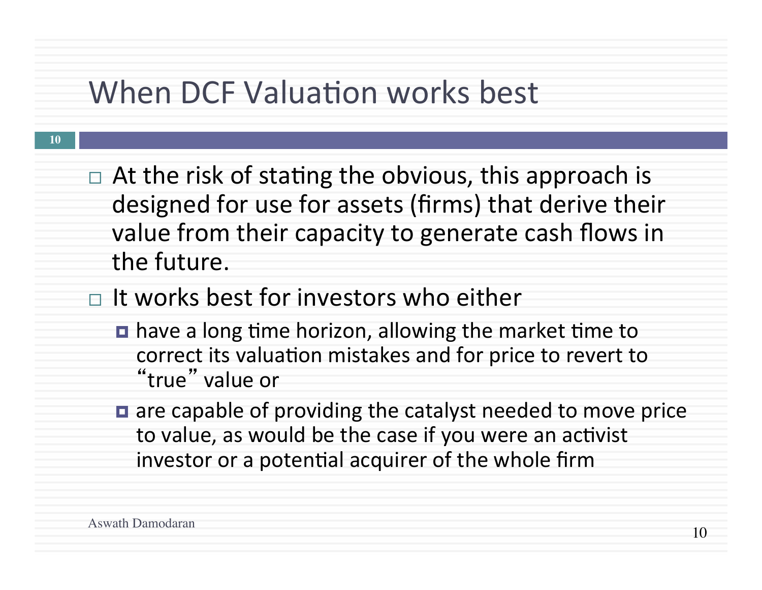# When DCF Valuation works best

- At the risk of stating the obvious, this approach is designed for use for assets (firms) that derive their value from their capacity to generate cash flows in the future.
- It works best for investors who either
  - have a long time horizon, allowing the market time to correct its valuation mistakes and for price to revert to "true" value or
  - are capable of providing the catalyst needed to move price to value, as would be the case if you were an activist investor or a potential acquirer of the whole firm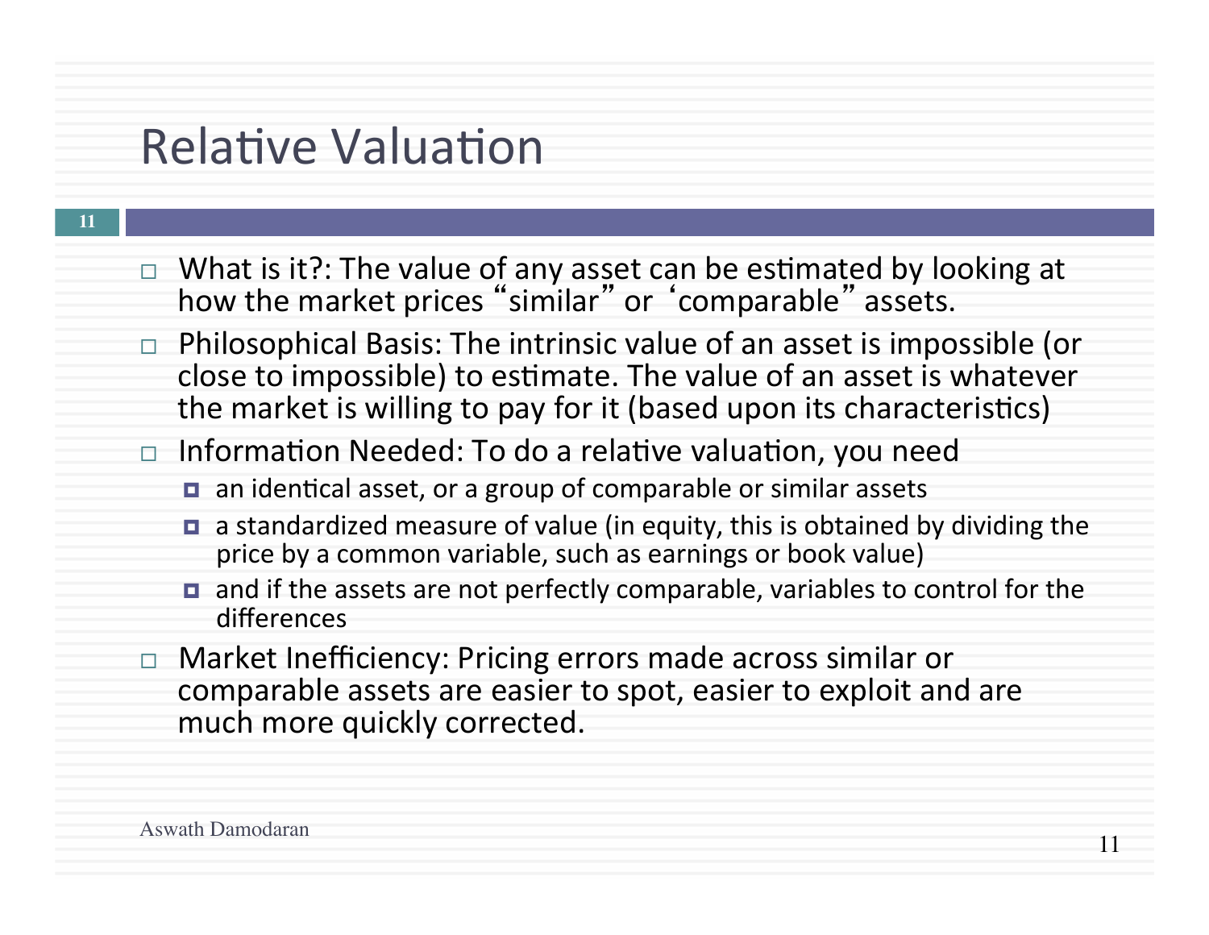# Relative Valuation

- What is it?: The value of any asset can be estimated by looking at how the market prices "similar" or 'comparable" assets.
- Philosophical Basis: The intrinsic value of an asset is impossible (or close to impossible) to estimate. The value of an asset is whatever the market is willing to pay for it (based upon its characteristics)
- Information Needed: To do a relative valuation, you need
  - an identical asset, or a group of comparable or similar assets
  - a standardized measure of value (in equity, this is obtained by dividing the price by a common variable, such as earnings or book value)
  - and if the assets are not perfectly comparable, variables to control for the differences
- Market Inefficiency: Pricing errors made across similar or comparable assets are easier to spot, easier to exploit and are much more quickly corrected.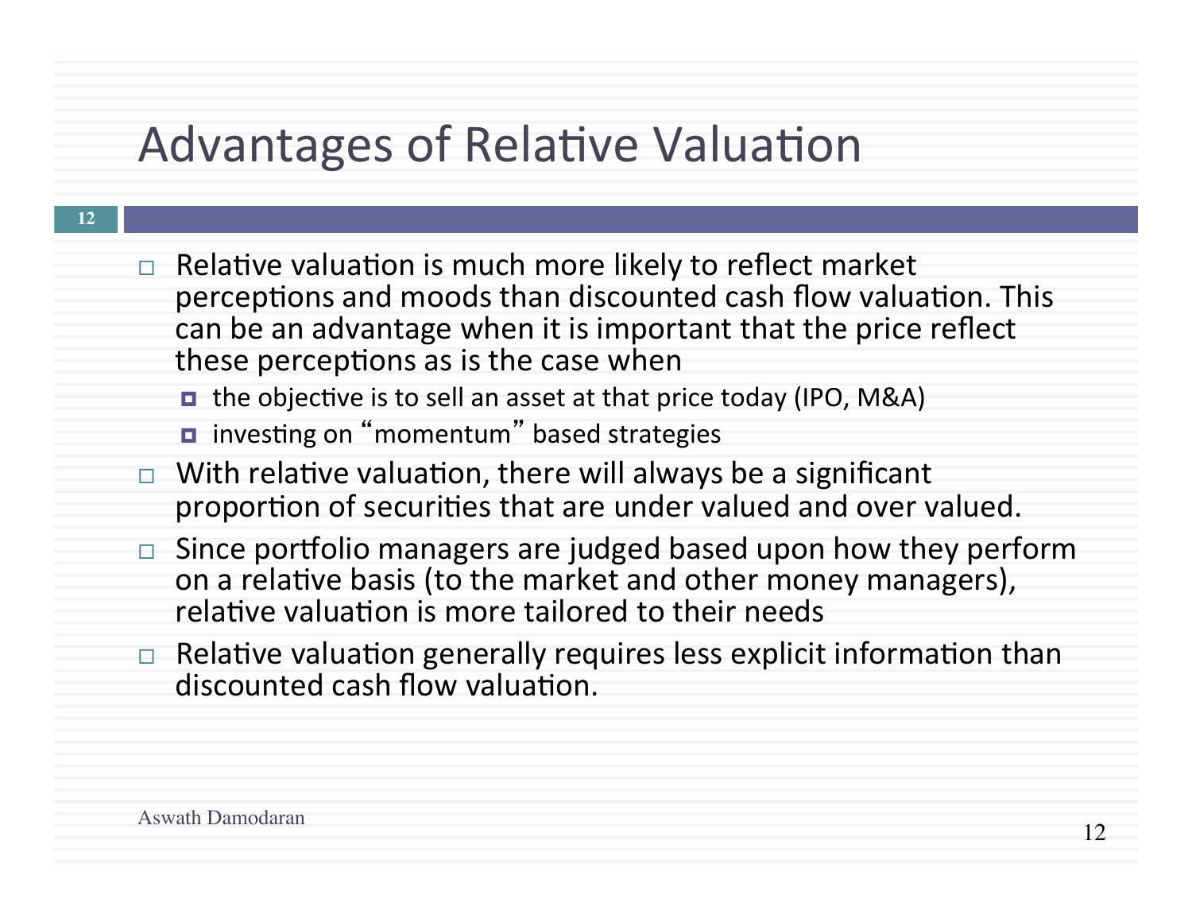# Advantages of Relative Valuation

- Relative valuation is much more likely to reflect market perceptions and moods than discounted cash flow valuation. This can be an advantage when it is important that the price reflect these perceptions as is the case when
  - the objective is to sell an asset at that price today (IPO, M&A)
  - investing on "momentum" based strategies
- With relative valuation, there will always be a significant proportion of securities that are under valued and over valued.
- Since portfolio managers are judged based upon how they perform on a relative basis (to the market and other money managers), relative valuation is more tailored to their needs
- Relative valuation generally requires less explicit information than discounted cash flow valuation.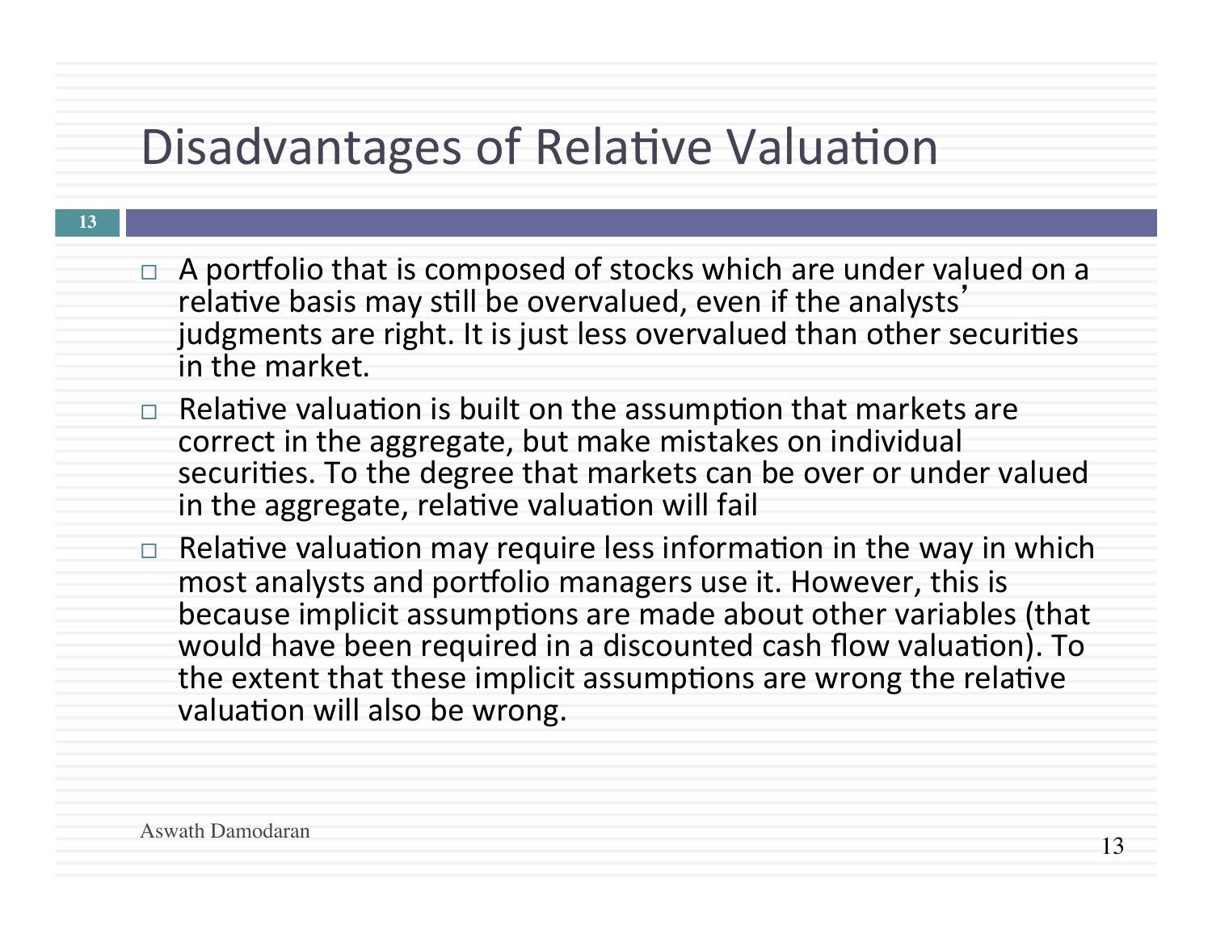# Disadvantages of Relative Valuation

- A portfolio that is composed of stocks which are under valued on a relative basis may still be overvalued, even if the analysts' judgments are right. It is just less overvalued than other securities in the market.
- Relative valuation is built on the assumption that markets are correct in the aggregate, but make mistakes on individual securities. To the degree that markets can be over or under valued in the aggregate, relative valuation will fail
- Relative valuation may require less information in the way in which most analysts and portfolio managers use it. However, this is because implicit assumptions are made about other variables (that would have been required in a discounted cash flow valuation). To the extent that these implicit assumptions are wrong the relative valuation will also be wrong.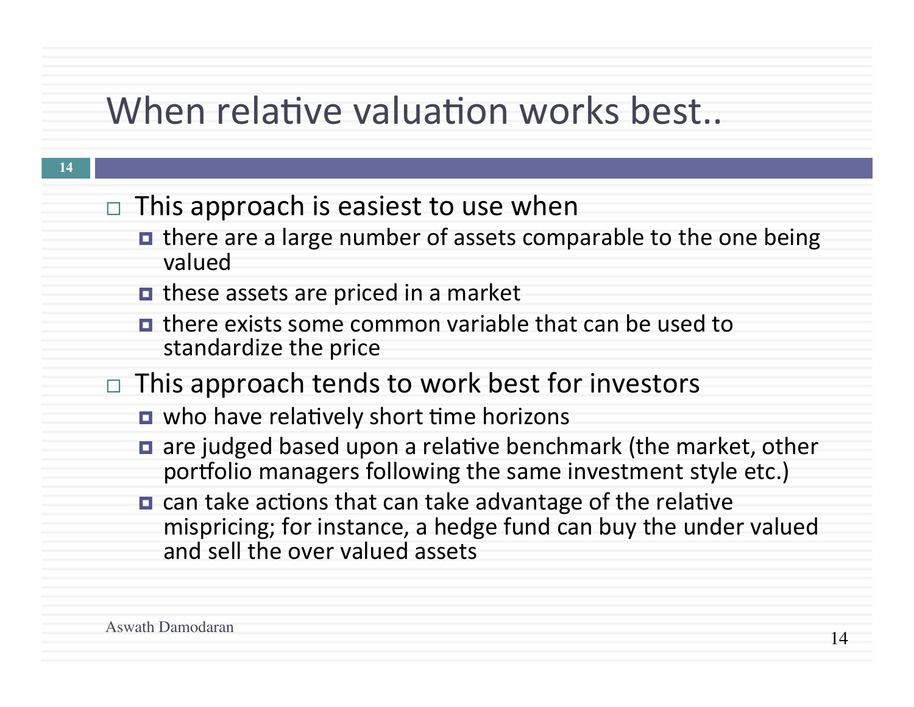# When relative valuation works best..

- This approach is easiest to use when
  - there are a large number of assets comparable to the one being valued
  - these assets are priced in a market
  - there exists some common variable that can be used to standardize the price
- This approach tends to work best for investors
  - who have relatively short time horizons
  - are judged based upon a relative benchmark (the market, other portfolio managers following the same investment style etc.)
  - can take actions that can take advantage of the relative mispricing; for instance, a hedge fund can buy the under valued and sell the over valued assets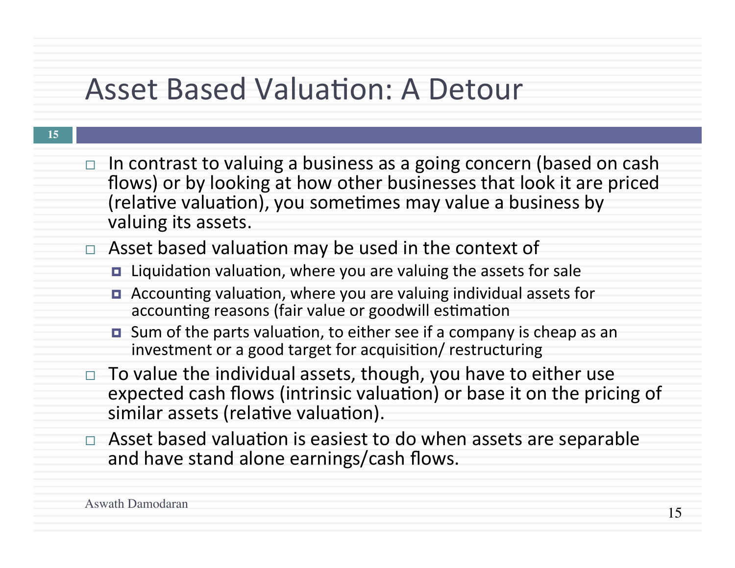# Asset Based Valuation: A Detour

- In contrast to valuing a business as a going concern (based on cash flows) or by looking at how other businesses that look it are priced (relative valuation), you sometimes may value a business by valuing its assets.
- Asset based valuation may be used in the context of
  - Liquidation valuation, where you are valuing the assets for sale
  - Accounting valuation, where you are valuing individual assets for accounting reasons (fair value or goodwill estimation
  - Sum of the parts valuation, to either see if a company is cheap as an investment or a good target for acquisition/ restructuring
- To value the individual assets, though, you have to either use expected cash flows (intrinsic valuation) or base it on the pricing of similar assets (relative valuation).
- Asset based valuation is easiest to do when assets are separable and have stand alone earnings/cash flows.

Aswath Damodaran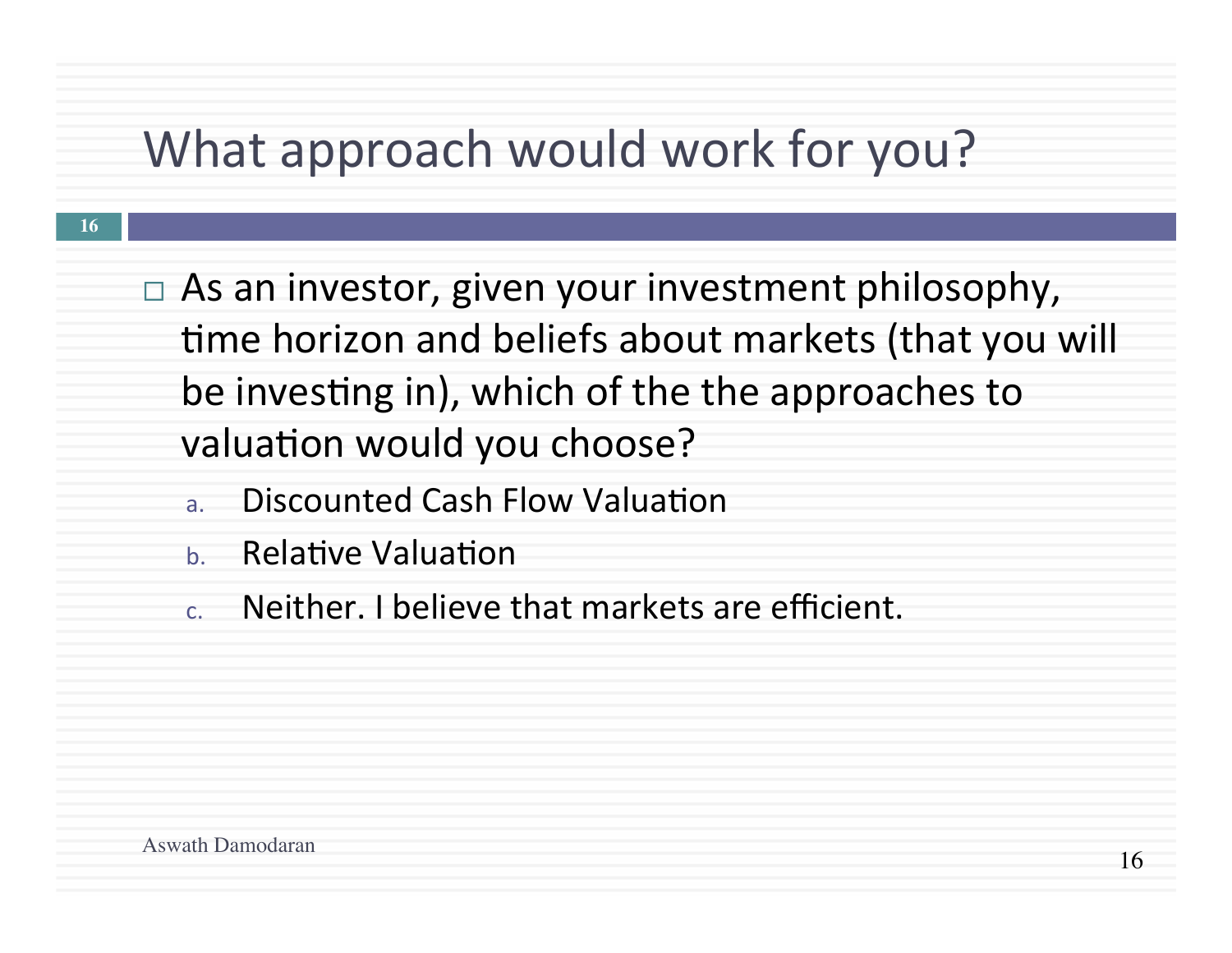# What approach would work for you?

- As an investor, given your investment philosophy, time horizon and beliefs about markets (that you will be investing in), which of the the approaches to valuation would you choose?
  a. Discounted Cash Flow Valuation
  b. Relative Valuation
  c. Neither. I believe that markets are efficient.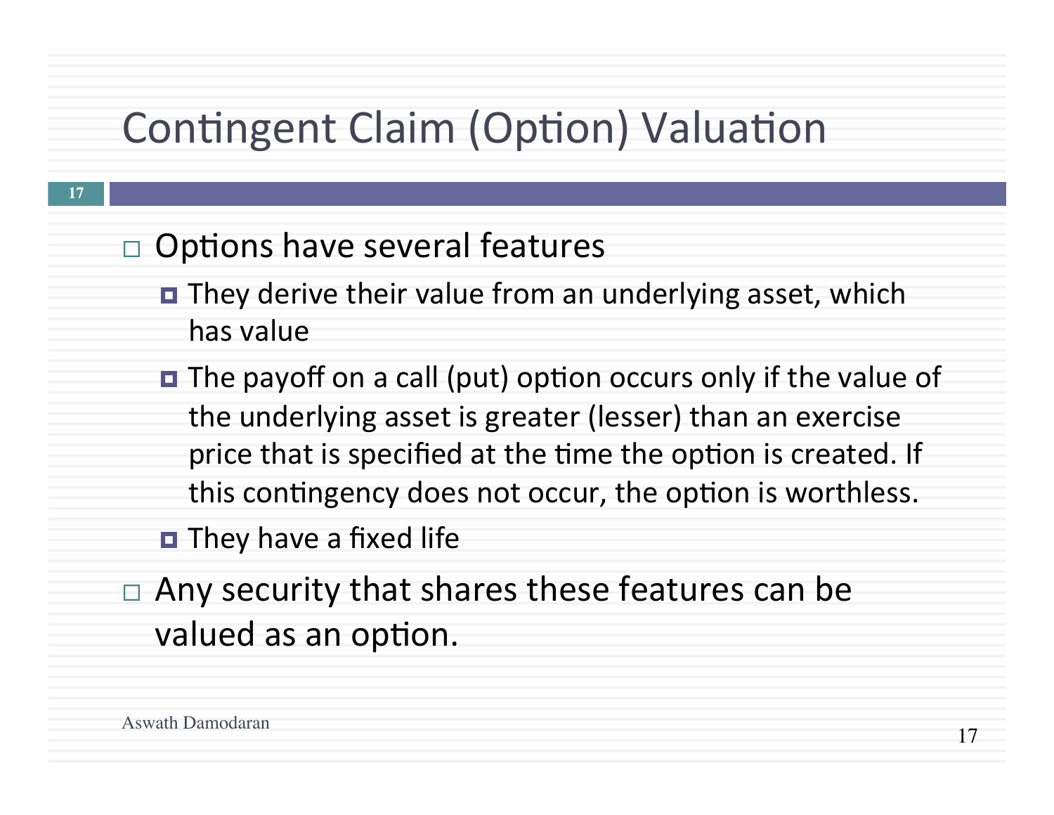# Contingent Claim (Option) Valuation

- Options have several features
  - They derive their value from an underlying asset, which has value
  - The payoff on a call (put) option occurs only if the value of the underlying asset is greater (lesser) than an exercise price that is specified at the time the option is created. If this contingency does not occur, the option is worthless.
  - They have a fixed life
- Any security that shares these features can be valued as an option.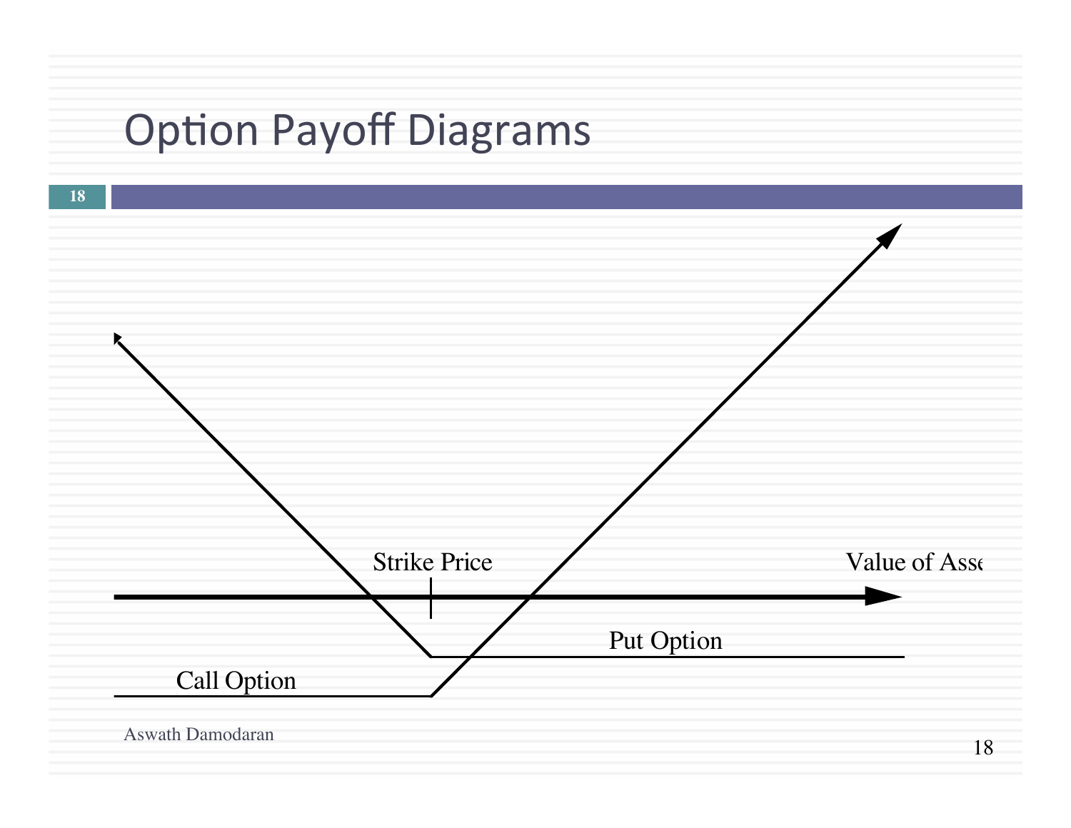# Option Payoff Diagrams

Strike Price

Value of Asse

Put Option

Call Option

Aswath Damodaran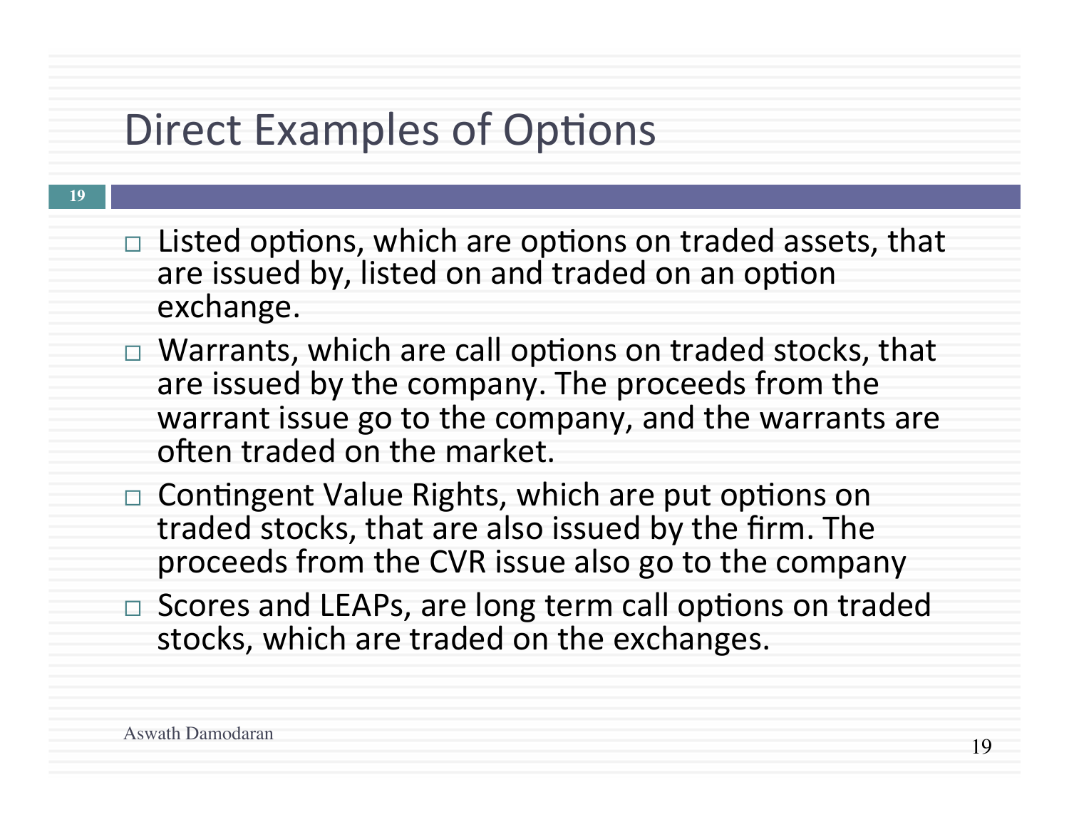# Direct Examples of Options

- Listed options, which are options on traded assets, that are issued by, listed on and traded on an option exchange.
- Warrants, which are call options on traded stocks, that are issued by the company. The proceeds from the warrant issue go to the company, and the warrants are often traded on the market.
- Contingent Value Rights, which are put options on traded stocks, that are also issued by the firm. The proceeds from the CVR issue also go to the company
- Scores and LEAPs, are long term call options on traded stocks, which are traded on the exchanges.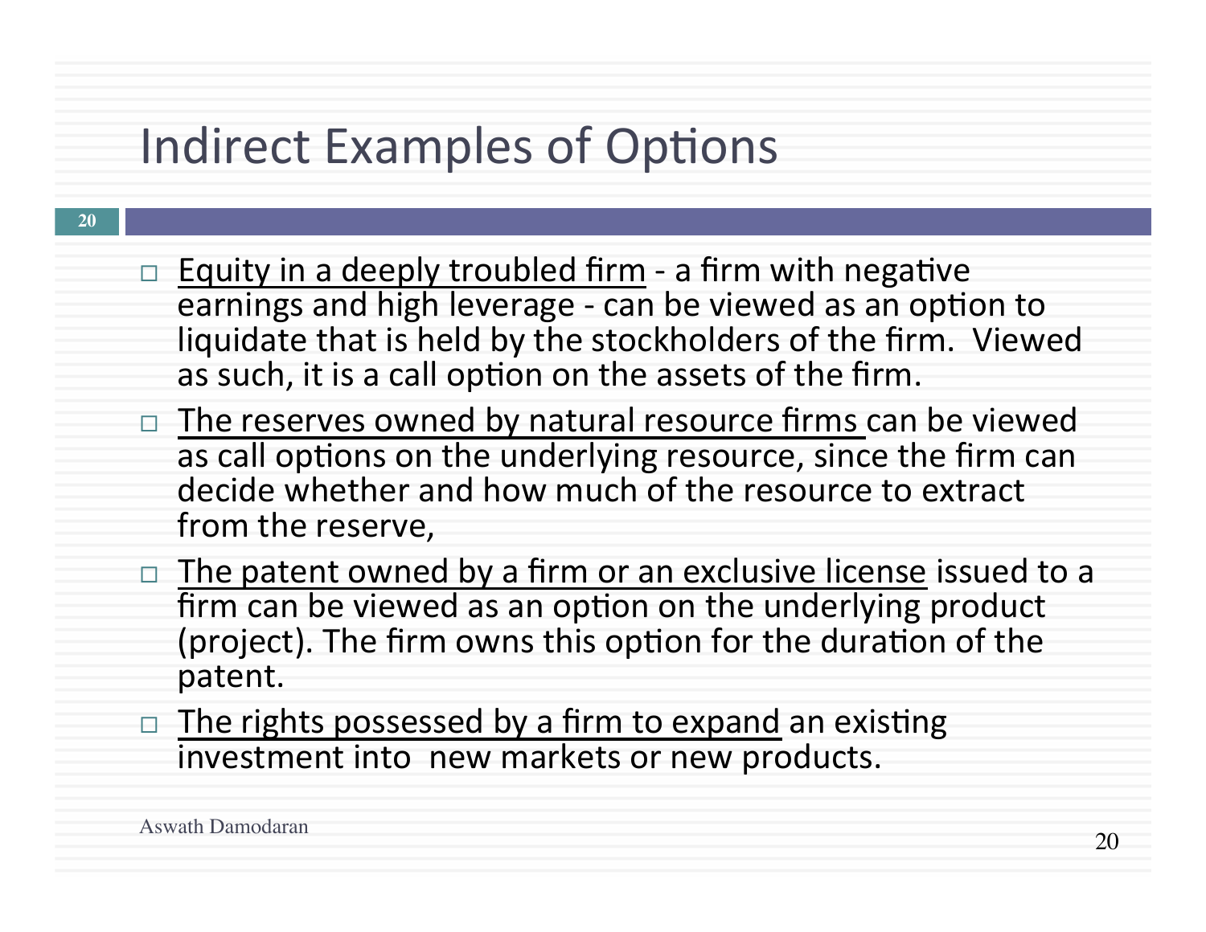# Indirect Examples of Options

- Equity in a deeply troubled firm - a firm with negative earnings and high leverage - can be viewed as an option to liquidate that is held by the stockholders of the firm. Viewed as such, it is a call option on the assets of the firm.
- The reserves owned by natural resource firms can be viewed as call options on the underlying resource, since the firm can decide whether and how much of the resource to extract from the reserve,
- The patent owned by a firm or an exclusive license issued to a firm can be viewed as an option on the underlying product (project). The firm owns this option for the duration of the patent.
- The rights possessed by a firm to expand an existing investment into new markets or new products.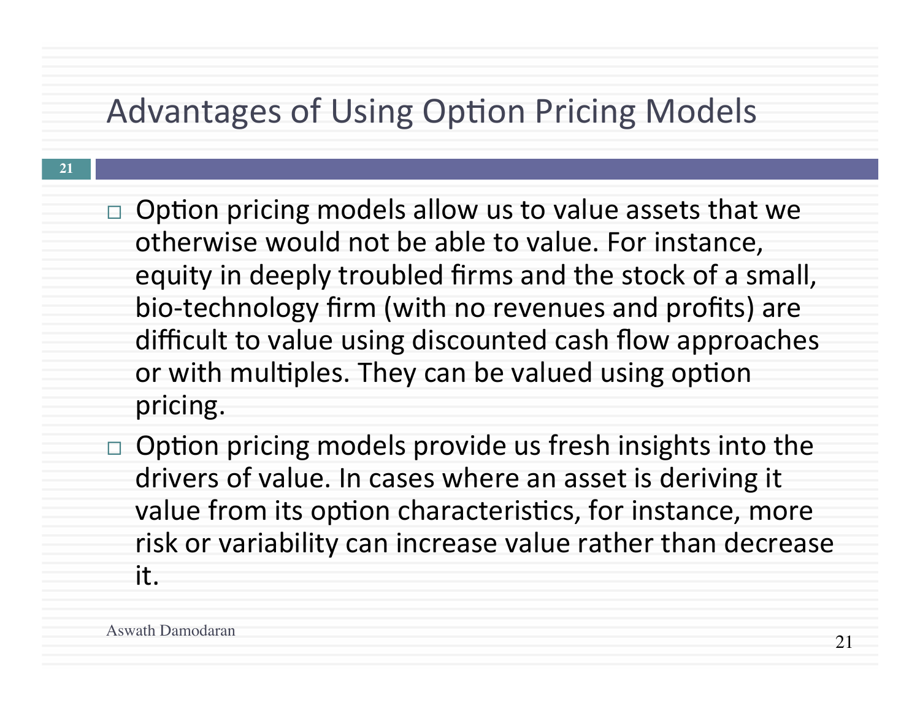# Advantages of Using Option Pricing Models

- Option pricing models allow us to value assets that we otherwise would not be able to value. For instance, equity in deeply troubled firms and the stock of a small, bio-technology firm (with no revenues and profits) are difficult to value using discounted cash flow approaches or with multiples. They can be valued using option pricing.
- Option pricing models provide us fresh insights into the drivers of value. In cases where an asset is deriving it value from its option characteristics, for instance, more risk or variability can increase value rather than decrease it.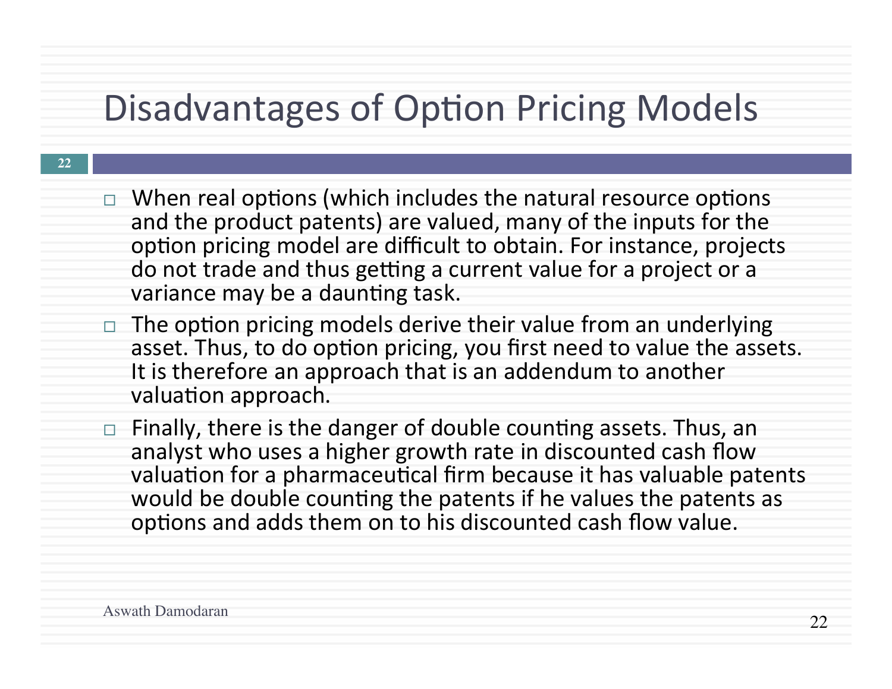# Disadvantages of Option Pricing Models

- When real options (which includes the natural resource options and the product patents) are valued, many of the inputs for the option pricing model are difficult to obtain. For instance, projects do not trade and thus getting a current value for a project or a variance may be a daunting task.
- The option pricing models derive their value from an underlying asset. Thus, to do option pricing, you first need to value the assets. It is therefore an approach that is an addendum to another valuation approach.
- Finally, there is the danger of double counting assets. Thus, an analyst who uses a higher growth rate in discounted cash flow valuation for a pharmaceutical firm because it has valuable patents would be double counting the patents if he values the patents as options and adds them on to his discounted cash flow value.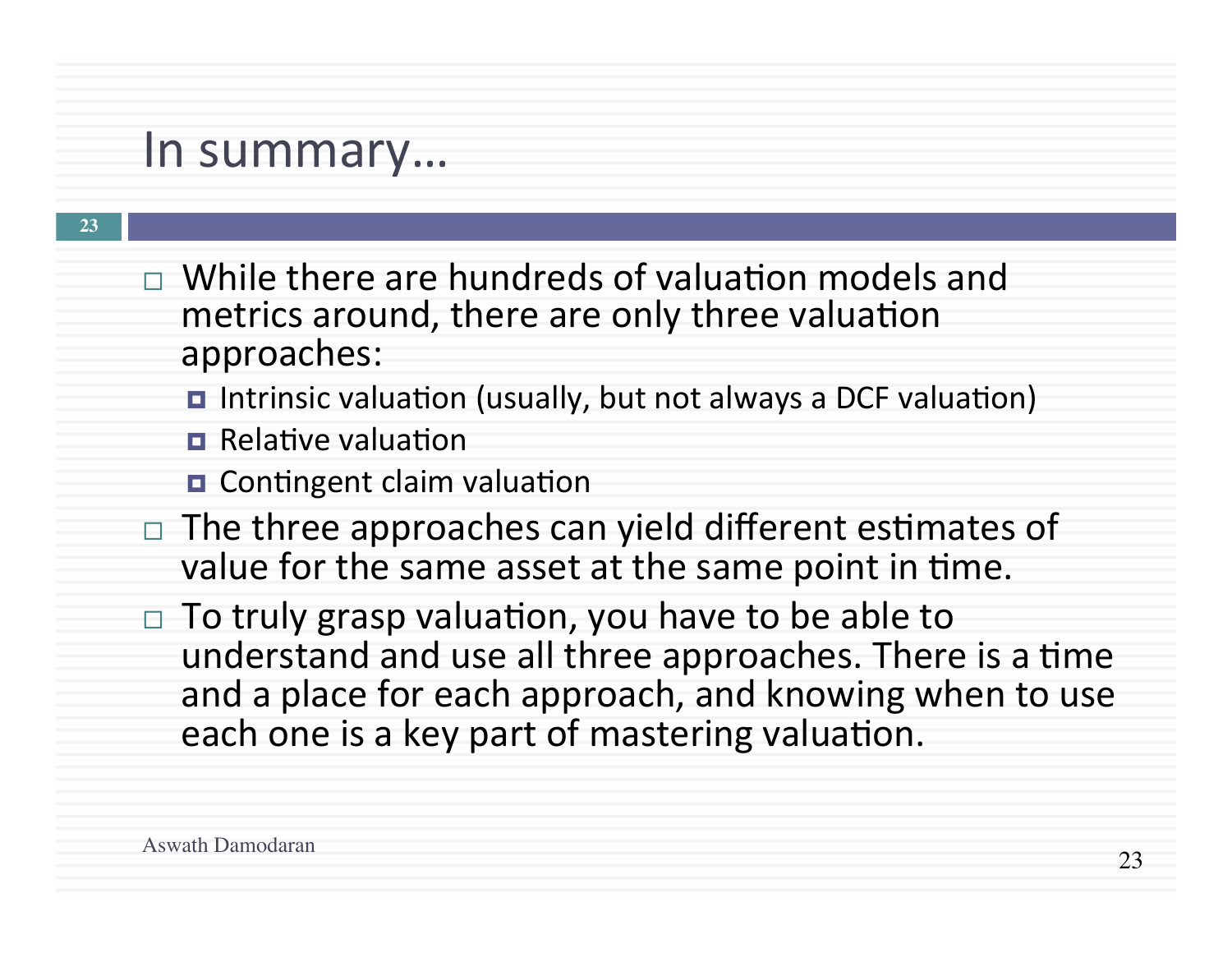# In summary…

- While there are hundreds of valuation models and metrics around, there are only three valuation approaches:
  - Intrinsic valuation (usually, but not always a DCF valuation)
  - Relative valuation
  - Contingent claim valuation
- The three approaches can yield different estimates of value for the same asset at the same point in time.
- To truly grasp valuation, you have to be able to understand and use all three approaches. There is a time and a place for each approach, and knowing when to use each one is a key part of mastering valuation.